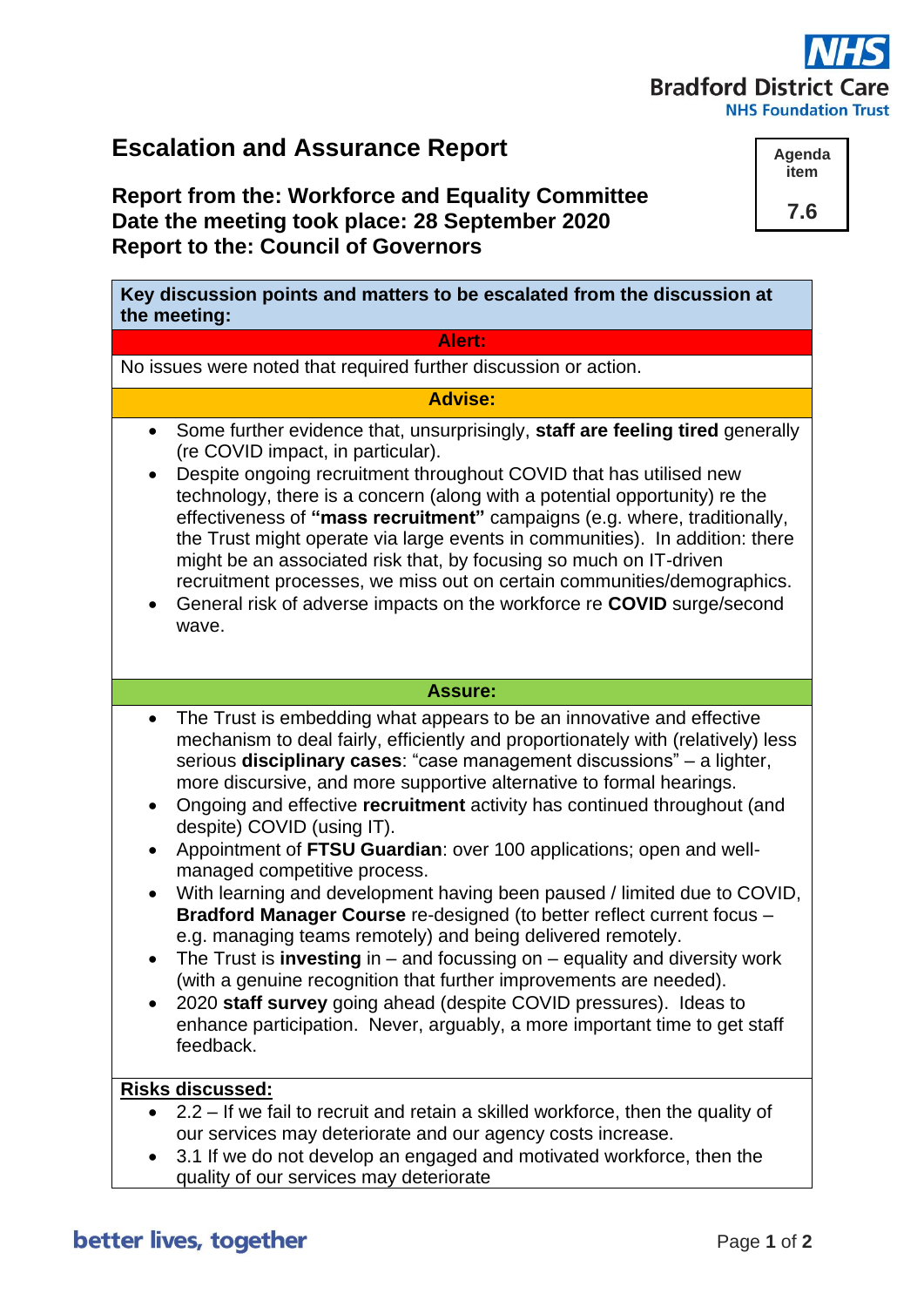# Escalation and Assurance Report

**Agenda item 7.6**

**Report from the: Workforce and Equality Committee**
**Date the meeting took place: 28 September 2020**
**Report to the: Council of Governors**

**Key discussion points and matters to be escalated from the discussion at the meeting:**

**Alert:**

No issues were noted that required further discussion or action.

**Advise:**

- Some further evidence that, unsurprisingly, **staff are feeling tired** generally (re COVID impact, in particular).
- Despite ongoing recruitment throughout COVID that has utilised new technology, there is a concern (along with a potential opportunity) re the effectiveness of **"mass recruitment"** campaigns (e.g. where, traditionally, the Trust might operate via large events in communities). In addition: there might be an associated risk that, by focusing so much on IT-driven recruitment processes, we miss out on certain communities/demographics.
- General risk of adverse impacts on the workforce re **COVID** surge/second wave.

**Assure:**

- The Trust is embedding what appears to be an innovative and effective mechanism to deal fairly, efficiently and proportionately with (relatively) less serious **disciplinary cases**: "case management discussions" – a lighter, more discursive, and more supportive alternative to formal hearings.
- Ongoing and effective **recruitment** activity has continued throughout (and despite) COVID (using IT).
- Appointment of **FTSU Guardian**: over 100 applications; open and well-managed competitive process.
- With learning and development having been paused / limited due to COVID, **Bradford Manager Course** re-designed (to better reflect current focus – e.g. managing teams remotely) and being delivered remotely.
- The Trust is **investing** in – and focussing on – equality and diversity work (with a genuine recognition that further improvements are needed).
- 2020 **staff survey** going ahead (despite COVID pressures). Ideas to enhance participation. Never, arguably, a more important time to get staff feedback.

**Risks discussed:**

- 2.2 – If we fail to recruit and retain a skilled workforce, then the quality of our services may deteriorate and our agency costs increase.
- 3.1 If we do not develop an engaged and motivated workforce, then the quality of our services may deteriorate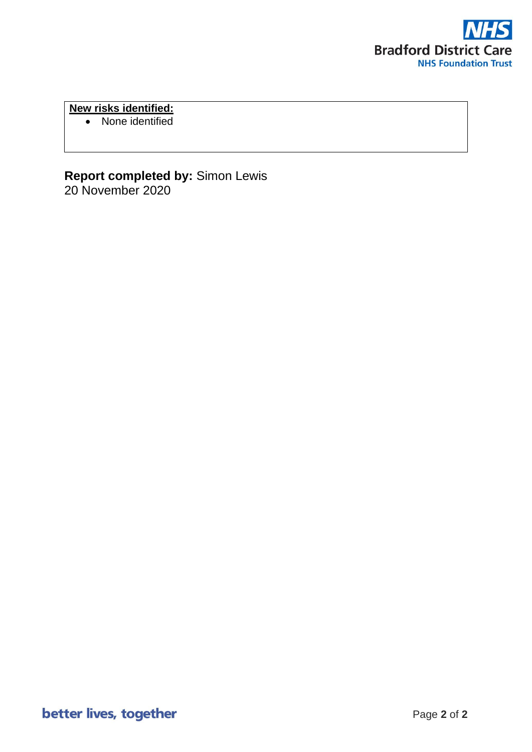**New risks identified:**

- None identified

**Report completed by:** Simon Lewis
20 November 2020